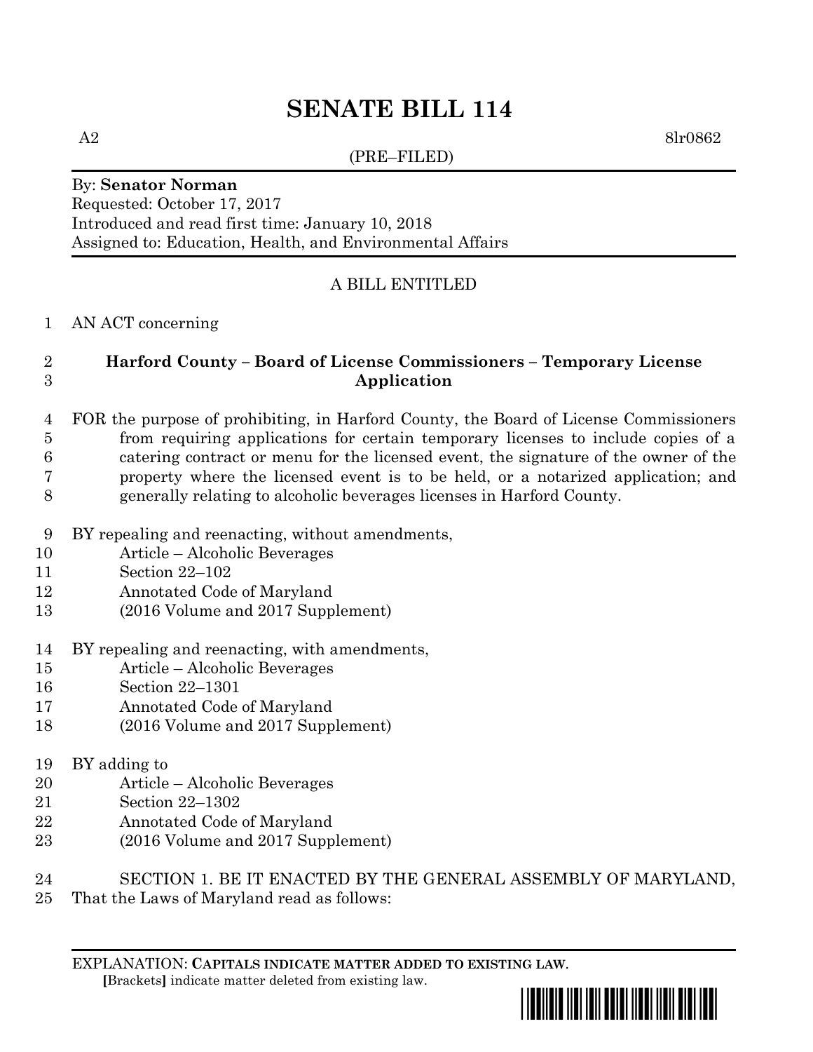# SENATE BILL 114

A2 8lr0862

(PRE–FILED)

By: **Senator Norman**
Requested: October 17, 2017
Introduced and read first time: January 10, 2018
Assigned to: Education, Health, and Environmental Affairs

A BILL ENTITLED

1 AN ACT concerning

2 **Harford County – Board of License Commissioners – Temporary License**
3 **Application**

4 FOR the purpose of prohibiting, in Harford County, the Board of License Commissioners
5 from requiring applications for certain temporary licenses to include copies of a
6 catering contract or menu for the licensed event, the signature of the owner of the
7 property where the licensed event is to be held, or a notarized application; and
8 generally relating to alcoholic beverages licenses in Harford County.

9 BY repealing and reenacting, without amendments,
10 Article – Alcoholic Beverages
11 Section 22–102
12 Annotated Code of Maryland
13 (2016 Volume and 2017 Supplement)

14 BY repealing and reenacting, with amendments,
15 Article – Alcoholic Beverages
16 Section 22–1301
17 Annotated Code of Maryland
18 (2016 Volume and 2017 Supplement)

19 BY adding to
20 Article – Alcoholic Beverages
21 Section 22–1302
22 Annotated Code of Maryland
23 (2016 Volume and 2017 Supplement)

24 SECTION 1. BE IT ENACTED BY THE GENERAL ASSEMBLY OF MARYLAND,
25 That the Laws of Maryland read as follows:

EXPLANATION: **CAPITALS INDICATE MATTER ADDED TO EXISTING LAW.**
**[**Brackets**]** indicate matter deleted from existing law.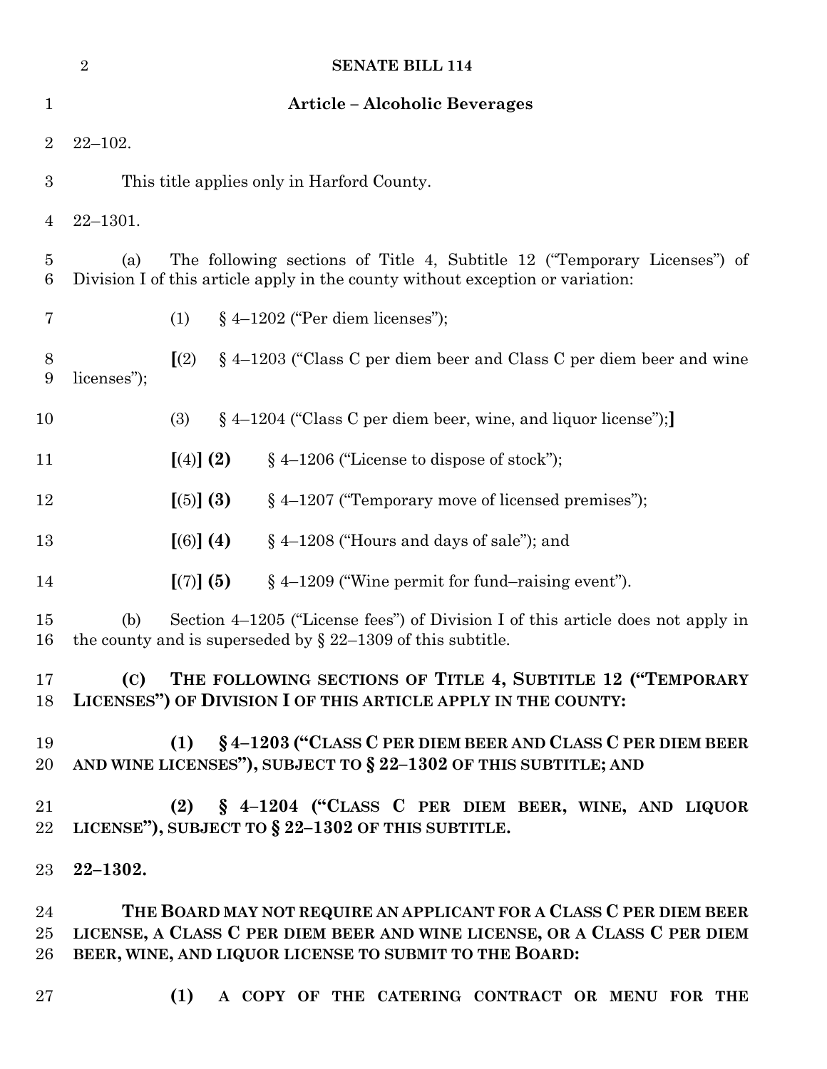## Article – Alcoholic Beverages

22–102.

This title applies only in Harford County.

22–1301.

(a) The following sections of Title 4, Subtitle 12 ("Temporary Licenses") of Division I of this article apply in the county without exception or variation:

(1) § 4–1202 ("Per diem licenses");

[(2) § 4–1203 ("Class C per diem beer and Class C per diem beer and wine licenses");

(3) § 4–1204 ("Class C per diem beer, wine, and liquor license");]

[(4)] **(2)** § 4–1206 ("License to dispose of stock");

[(5)] **(3)** § 4–1207 ("Temporary move of licensed premises");

[(6)] **(4)** § 4–1208 ("Hours and days of sale"); and

[(7)] **(5)** § 4–1209 ("Wine permit for fund–raising event").

(b) Section 4–1205 ("License fees") of Division I of this article does not apply in the county and is superseded by § 22–1309 of this subtitle.

**(C) THE FOLLOWING SECTIONS OF TITLE 4, SUBTITLE 12 ("TEMPORARY LICENSES") OF DIVISION I OF THIS ARTICLE APPLY IN THE COUNTY:**

**(1) § 4–1203 ("CLASS C PER DIEM BEER AND CLASS C PER DIEM BEER AND WINE LICENSES"), SUBJECT TO § 22–1302 OF THIS SUBTITLE; AND**

**(2) § 4–1204 ("CLASS C PER DIEM BEER, WINE, AND LIQUOR LICENSE"), SUBJECT TO § 22–1302 OF THIS SUBTITLE.**

**22–1302.**

**THE BOARD MAY NOT REQUIRE AN APPLICANT FOR A CLASS C PER DIEM BEER LICENSE, A CLASS C PER DIEM BEER AND WINE LICENSE, OR A CLASS C PER DIEM BEER, WINE, AND LIQUOR LICENSE TO SUBMIT TO THE BOARD:**

**(1) A COPY OF THE CATERING CONTRACT OR MENU FOR THE**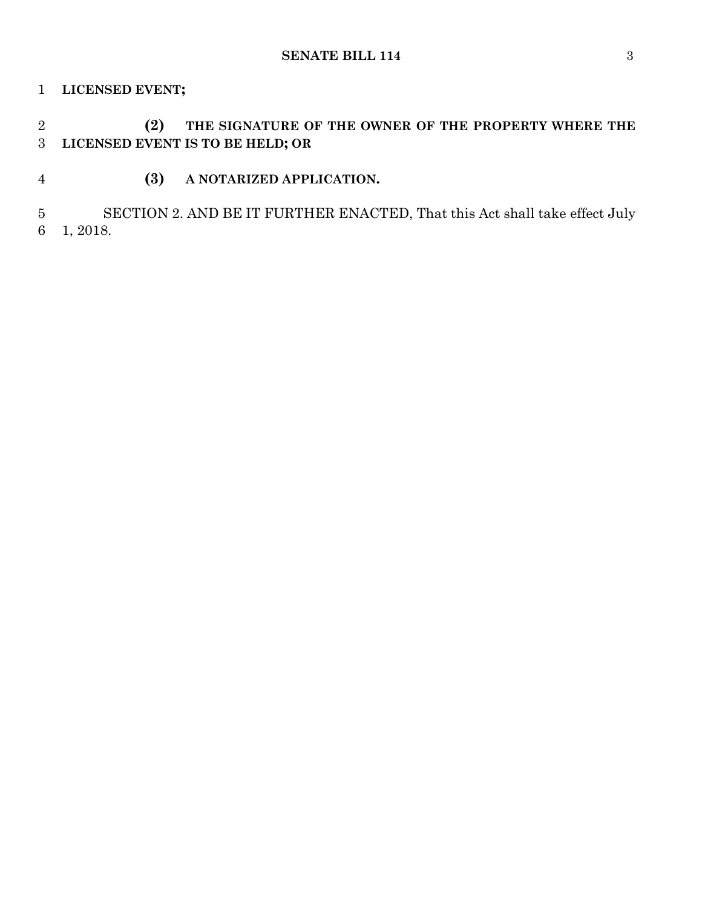**LICENSED EVENT;**

**(2) THE SIGNATURE OF THE OWNER OF THE PROPERTY WHERE THE LICENSED EVENT IS TO BE HELD; OR**

**(3) A NOTARIZED APPLICATION.**

SECTION 2. AND BE IT FURTHER ENACTED, That this Act shall take effect July 1, 2018.